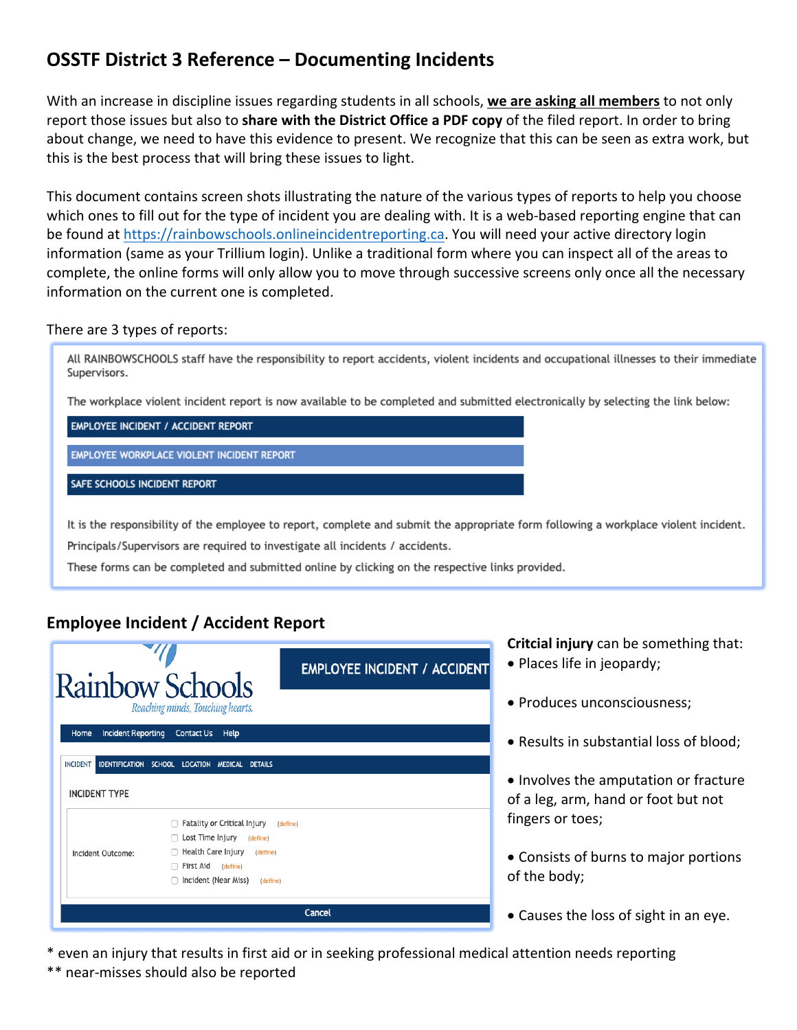# OSSTF District 3 Reference – Documenting Incidents

With an increase in discipline issues regarding students in all schools, **we are asking all members** to not only report those issues but also to **share with the District Office a PDF copy** of the filed report. In order to bring about change, we need to have this evidence to present. We recognize that this can be seen as extra work, but this is the best process that will bring these issues to light.

This document contains screen shots illustrating the nature of the various types of reports to help you choose which ones to fill out for the type of incident you are dealing with. It is a web-based reporting engine that can be found at https://rainbowschools.onlineincidentreporting.ca. You will need your active directory login information (same as your Trillium login). Unlike a traditional form where you can inspect all of the areas to complete, the online forms will only allow you to move through successive screens only once all the necessary information on the current one is completed.

There are 3 types of reports:

All RAINBOWSCHOOLS staff have the responsibility to report accidents, violent incidents and occupational illnesses to their immediate Supervisors.

The workplace violent incident report is now available to be completed and submitted electronically by selecting the link below:

- EMPLOYEE INCIDENT / ACCIDENT REPORT
- EMPLOYEE WORKPLACE VIOLENT INCIDENT REPORT
- SAFE SCHOOLS INCIDENT REPORT

It is the responsibility of the employee to report, complete and submit the appropriate form following a workplace violent incident.

Principals/Supervisors are required to investigate all incidents / accidents.

These forms can be completed and submitted online by clicking on the respective links provided.

## Employee Incident / Accident Report

Rainbow Schools — *Reaching minds. Touching hearts.*

EMPLOYEE INCIDENT / ACCIDENT

Home | Incident Reporting | Contact Us | Help

INCIDENT | IDENTIFICATION | SCHOOL | LOCATION | MEDICAL | DETAILS

INCIDENT TYPE

Incident Outcome:
- ☐ Fatality or Critical Injury (define)
- ☐ Lost Time Injury (define)
- ☐ Health Care Injury (define)
- ☐ First Aid (define)
- ☐ Incident (Near Miss) (define)

Cancel

**Critcial injury** can be something that:

- Places life in jeopardy;
- Produces unconsciousness;
- Results in substantial loss of blood;
- Involves the amputation or fracture of a leg, arm, hand or foot but not fingers or toes;
- Consists of burns to major portions of the body;
- Causes the loss of sight in an eye.

\* even an injury that results in first aid or in seeking professional medical attention needs reporting

** near-misses should also be reported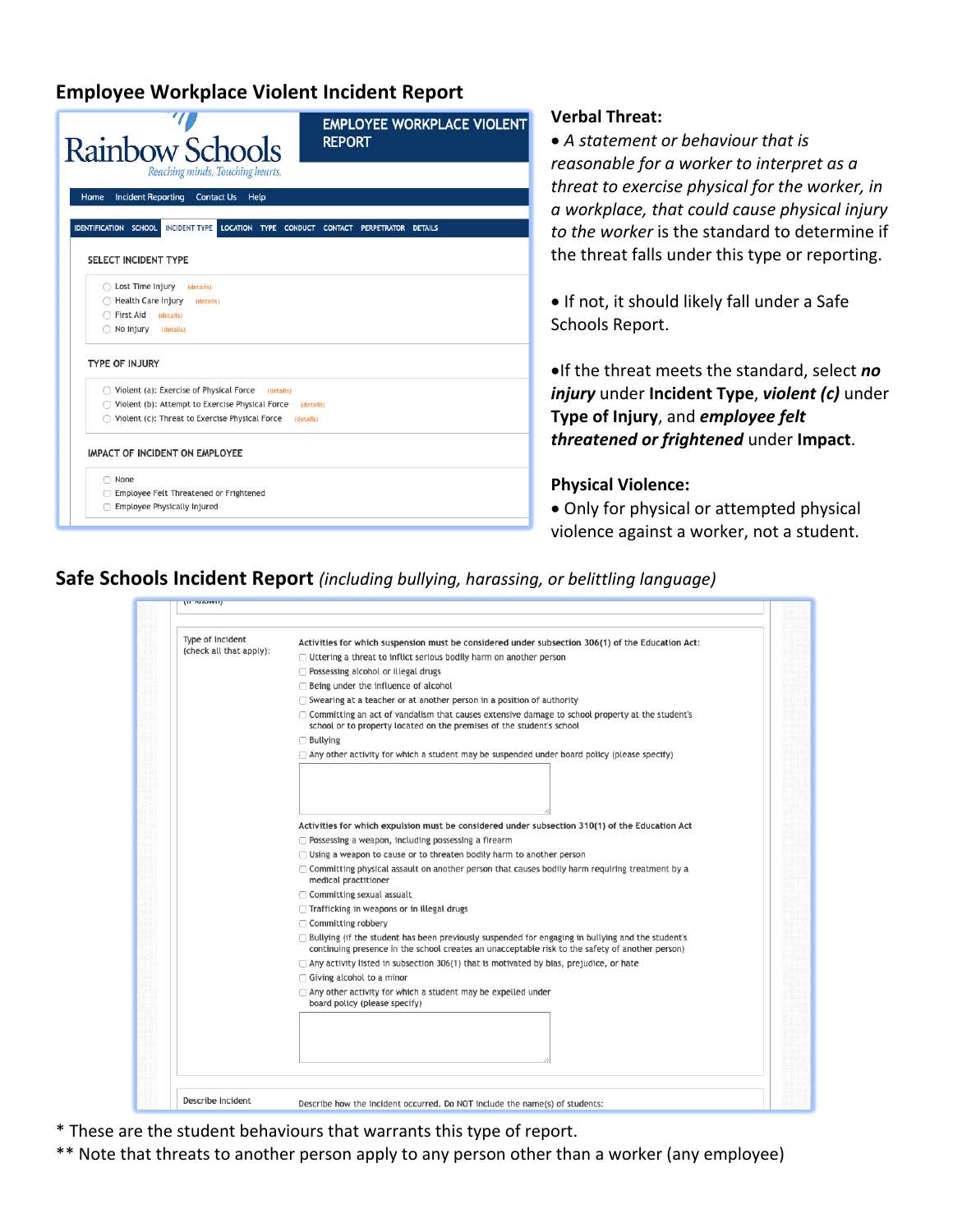## Employee Workplace Violent Incident Report

Rainbow Schools
Reaching minds, Touching hearts.

EMPLOYEE WORKPLACE VIOLENT REPORT

Home | Incident Reporting | Contact Us | Help

IDENTIFICATION | SCHOOL | INCIDENT TYPE | LOCATION | TYPE | CONDUCT | CONTACT | PERPETRATOR | DETAILS

SELECT INCIDENT TYPE

- Lost Time Injury (details)
- Health Care Injury (details)
- First Aid (details)
- No Injury (details)

TYPE OF INJURY

- Violent (a): Exercise of Physical Force (details)
- Violent (b): Attempt to Exercise Physical Force (details)
- Violent (c): Threat to Exercise Physical Force (details)

IMPACT OF INCIDENT ON EMPLOYEE

- None
- Employee Felt Threatened or Frightened
- Employee Physically Injured

**Verbal Threat:**

- *A statement or behaviour that is reasonable for a worker to interpret as a threat to exercise physical for the worker, in a workplace, that could cause physical injury to the worker* is the standard to determine if the threat falls under this type or reporting.
- If not, it should likely fall under a Safe Schools Report.
- If the threat meets the standard, select ***no injury*** under **Incident Type**, ***violent (c)*** under **Type of Injury**, and ***employee felt threatened or frightened*** under **Impact**.

**Physical Violence:**

- Only for physical or attempted physical violence against a worker, not a student.

## Safe Schools Incident Report *(including bullying, harassing, or belittling language)*

Type of Incident (check all that apply):

Activities for which suspension must be considered under subsection 306(1) of the Education Act:

- Uttering a threat to inflict serious bodily harm on another person
- Possessing alcohol or illegal drugs
- Being under the influence of alcohol
- Swearing at a teacher or at another person in a position of authority
- Committing an act of vandalism that causes extensive damage to school property at the student's school or to property located on the premises of the student's school
- Bullying
- Any other activity for which a student may be suspended under board policy (please specify)

Activities for which expulsion must be considered under subsection 310(1) of the Education Act

- Possessing a weapon, including possessing a firearm
- Using a weapon to cause or to threaten bodily harm to another person
- Committing physical assault on another person that causes bodily harm requiring treatment by a medical practitioner
- Committing sexual assault
- Trafficking in weapons or in illegal drugs
- Committing robbery
- Bullying (if the student has been previously suspended for engaging in bullying and the student's continuing presence in the school creates an unacceptable risk to the safety of another person)
- Any activity listed in subsection 306(1) that is motivated by bias, prejudice, or hate
- Giving alcohol to a minor
- Any other activity for which a student may be expelled under board policy (please specify)

Describe Incident — Describe how the incident occurred. Do NOT include the name(s) of students:

\* These are the student behaviours that warrants this type of report.

\*\* Note that threats to another person apply to any person other than a worker (any employee)